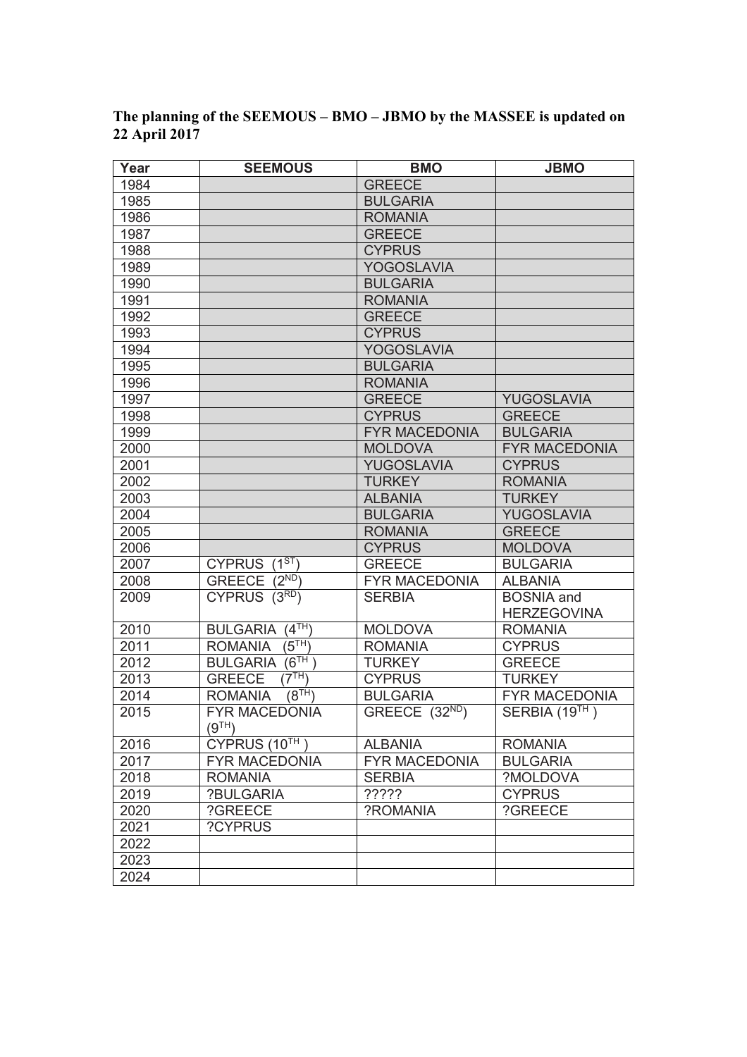**The planning of the SEEMOUS – BMO – JBMO by the MASSEE is updated on 22 April 2017**

| Year | SEEMOUS | BMO | JBMO |
|---|---|---|---|
| 1984 | | GREECE | |
| 1985 | | BULGARIA | |
| 1986 | | ROMANIA | |
| 1987 | | GREECE | |
| 1988 | | CYPRUS | |
| 1989 | | YOGOSLAVIA | |
| 1990 | | BULGARIA | |
| 1991 | | ROMANIA | |
| 1992 | | GREECE | |
| 1993 | | CYPRUS | |
| 1994 | | YOGOSLAVIA | |
| 1995 | | BULGARIA | |
| 1996 | | ROMANIA | |
| 1997 | | GREECE | YUGOSLAVIA |
| 1998 | | CYPRUS | GREECE |
| 1999 | | FYR MACEDONIA | BULGARIA |
| 2000 | | MOLDOVA | FYR MACEDONIA |
| 2001 | | YUGOSLAVIA | CYPRUS |
| 2002 | | TURKEY | ROMANIA |
| 2003 | | ALBANIA | TURKEY |
| 2004 | | BULGARIA | YUGOSLAVIA |
| 2005 | | ROMANIA | GREECE |
| 2006 | | CYPRUS | MOLDOVA |
| 2007 | CYPRUS (1ST) | GREECE | BULGARIA |
| 2008 | GREECE (2ND) | FYR MACEDONIA | ALBANIA |
| 2009 | CYPRUS (3RD) | SERBIA | BOSNIA and HERZEGOVINA |
| 2010 | BULGARIA (4TH) | MOLDOVA | ROMANIA |
| 2011 | ROMANIA (5TH) | ROMANIA | CYPRUS |
| 2012 | BULGARIA (6TH ) | TURKEY | GREECE |
| 2013 | GREECE (7TH) | CYPRUS | TURKEY |
| 2014 | ROMANIA (8TH) | BULGARIA | FYR MACEDONIA |
| 2015 | FYR MACEDONIA (9TH) | GREECE (32ND) | SERBIA (19TH ) |
| 2016 | CYPRUS (10TH ) | ALBANIA | ROMANIA |
| 2017 | FYR MACEDONIA | FYR MACEDONIA | BULGARIA |
| 2018 | ROMANIA | SERBIA | ?MOLDOVA |
| 2019 | ?BULGARIA | ????? | CYPRUS |
| 2020 | ?GREECE | ?ROMANIA | ?GREECE |
| 2021 | ?CYPRUS | | |
| 2022 | | | |
| 2023 | | | |
| 2024 | | | |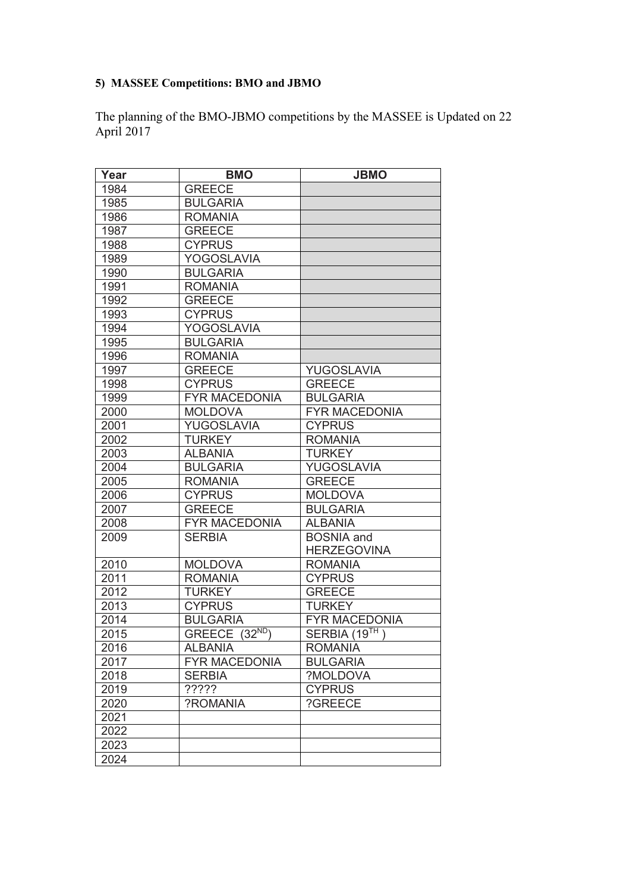**5) MASSEE Competitions: BMO and JBMO**

The planning of the BMO-JBMO competitions by the MASSEE is Updated on 22 April 2017

| Year | BMO | JBMO |
|---|---|---|
| 1984 | GREECE | |
| 1985 | BULGARIA | |
| 1986 | ROMANIA | |
| 1987 | GREECE | |
| 1988 | CYPRUS | |
| 1989 | YOGOSLAVIA | |
| 1990 | BULGARIA | |
| 1991 | ROMANIA | |
| 1992 | GREECE | |
| 1993 | CYPRUS | |
| 1994 | YOGOSLAVIA | |
| 1995 | BULGARIA | |
| 1996 | ROMANIA | |
| 1997 | GREECE | YUGOSLAVIA |
| 1998 | CYPRUS | GREECE |
| 1999 | FYR MACEDONIA | BULGARIA |
| 2000 | MOLDOVA | FYR MACEDONIA |
| 2001 | YUGOSLAVIA | CYPRUS |
| 2002 | TURKEY | ROMANIA |
| 2003 | ALBANIA | TURKEY |
| 2004 | BULGARIA | YUGOSLAVIA |
| 2005 | ROMANIA | GREECE |
| 2006 | CYPRUS | MOLDOVA |
| 2007 | GREECE | BULGARIA |
| 2008 | FYR MACEDONIA | ALBANIA |
| 2009 | SERBIA | BOSNIA and HERZEGOVINA |
| 2010 | MOLDOVA | ROMANIA |
| 2011 | ROMANIA | CYPRUS |
| 2012 | TURKEY | GREECE |
| 2013 | CYPRUS | TURKEY |
| 2014 | BULGARIA | FYR MACEDONIA |
| 2015 | GREECE (32ND) | SERBIA (19TH) |
| 2016 | ALBANIA | ROMANIA |
| 2017 | FYR MACEDONIA | BULGARIA |
| 2018 | SERBIA | ?MOLDOVA |
| 2019 | ????? | CYPRUS |
| 2020 | ?ROMANIA | ?GREECE |
| 2021 | | |
| 2022 | | |
| 2023 | | |
| 2024 | | |